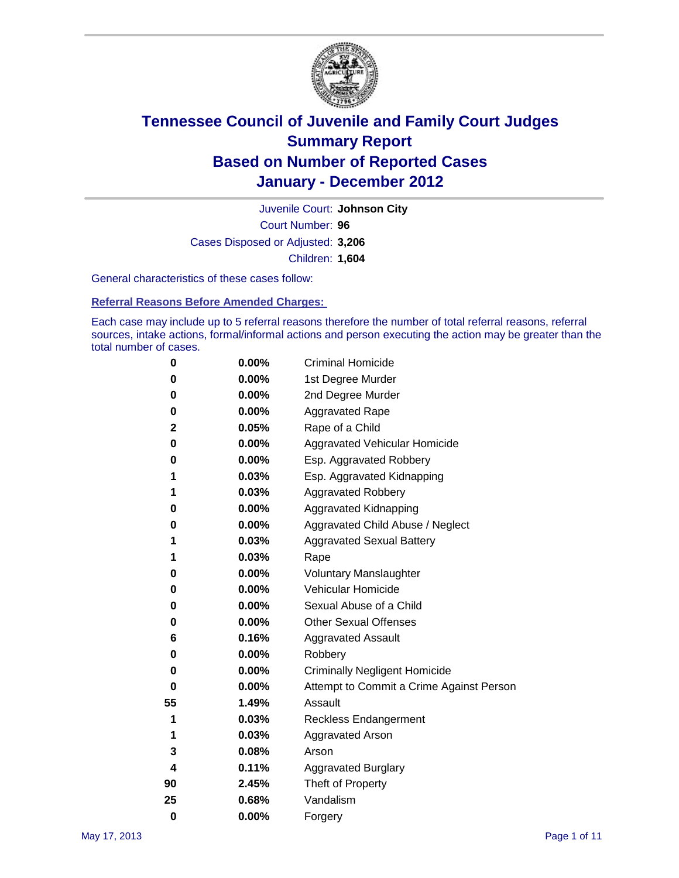# Tennessee Council of Juvenile and Family Court Judges
## Summary Report
## Based on Number of Reported Cases
## January - December 2012

Juvenile Court: **Johnson City**

Court Number: **96**

Cases Disposed or Adjusted: **3,206**

Children: **1,604**

General characteristics of these cases follow:

### Referral Reasons Before Amended Charges:

Each case may include up to 5 referral reasons therefore the number of total referral reasons, referral sources, intake actions, formal/informal actions and person executing the action may be greater than the total number of cases.

| Count | Percent | Referral Reason |
|---|---|---|
| 0 | 0.00% | Criminal Homicide |
| 0 | 0.00% | 1st Degree Murder |
| 0 | 0.00% | 2nd Degree Murder |
| 0 | 0.00% | Aggravated Rape |
| 2 | 0.05% | Rape of a Child |
| 0 | 0.00% | Aggravated Vehicular Homicide |
| 0 | 0.00% | Esp. Aggravated Robbery |
| 1 | 0.03% | Esp. Aggravated Kidnapping |
| 1 | 0.03% | Aggravated Robbery |
| 0 | 0.00% | Aggravated Kidnapping |
| 0 | 0.00% | Aggravated Child Abuse / Neglect |
| 1 | 0.03% | Aggravated Sexual Battery |
| 1 | 0.03% | Rape |
| 0 | 0.00% | Voluntary Manslaughter |
| 0 | 0.00% | Vehicular Homicide |
| 0 | 0.00% | Sexual Abuse of a Child |
| 0 | 0.00% | Other Sexual Offenses |
| 6 | 0.16% | Aggravated Assault |
| 0 | 0.00% | Robbery |
| 0 | 0.00% | Criminally Negligent Homicide |
| 0 | 0.00% | Attempt to Commit a Crime Against Person |
| 55 | 1.49% | Assault |
| 1 | 0.03% | Reckless Endangerment |
| 1 | 0.03% | Aggravated Arson |
| 3 | 0.08% | Arson |
| 4 | 0.11% | Aggravated Burglary |
| 90 | 2.45% | Theft of Property |
| 25 | 0.68% | Vandalism |
| 0 | 0.00% | Forgery |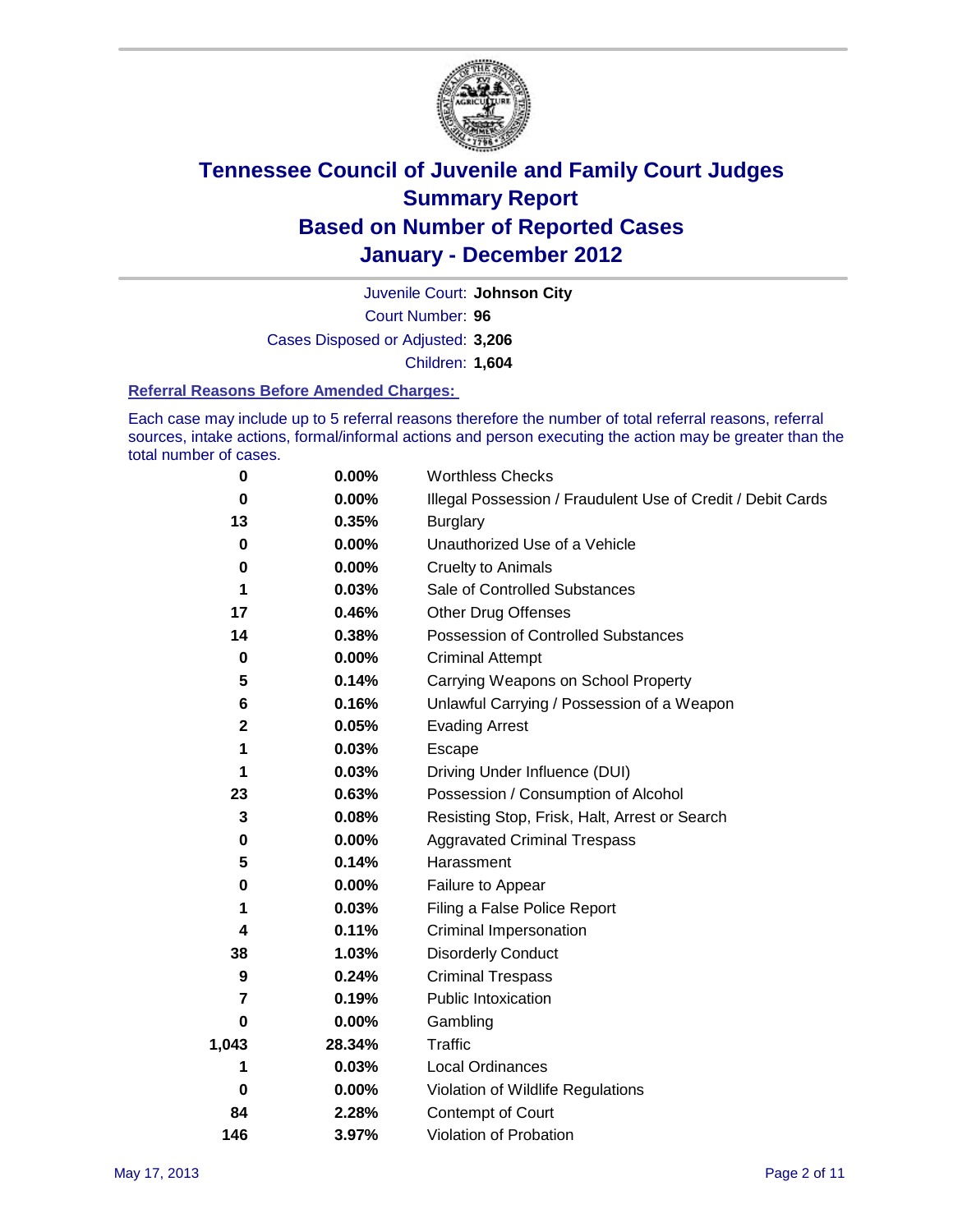# Tennessee Council of Juvenile and Family Court Judges
# Summary Report
# Based on Number of Reported Cases
# January - December 2012

Juvenile Court: **Johnson City**

Court Number: **96**

Cases Disposed or Adjusted: **3,206**

Children: **1,604**

### Referral Reasons Before Amended Charges:

Each case may include up to 5 referral reasons therefore the number of total referral reasons, referral sources, intake actions, formal/informal actions and person executing the action may be greater than the total number of cases.

| Count | Percent | Referral Reason |
|---|---|---|
| 0 | 0.00% | Worthless Checks |
| 0 | 0.00% | Illegal Possession / Fraudulent Use of Credit / Debit Cards |
| 13 | 0.35% | Burglary |
| 0 | 0.00% | Unauthorized Use of a Vehicle |
| 0 | 0.00% | Cruelty to Animals |
| 1 | 0.03% | Sale of Controlled Substances |
| 17 | 0.46% | Other Drug Offenses |
| 14 | 0.38% | Possession of Controlled Substances |
| 0 | 0.00% | Criminal Attempt |
| 5 | 0.14% | Carrying Weapons on School Property |
| 6 | 0.16% | Unlawful Carrying / Possession of a Weapon |
| 2 | 0.05% | Evading Arrest |
| 1 | 0.03% | Escape |
| 1 | 0.03% | Driving Under Influence (DUI) |
| 23 | 0.63% | Possession / Consumption of Alcohol |
| 3 | 0.08% | Resisting Stop, Frisk, Halt, Arrest or Search |
| 0 | 0.00% | Aggravated Criminal Trespass |
| 5 | 0.14% | Harassment |
| 0 | 0.00% | Failure to Appear |
| 1 | 0.03% | Filing a False Police Report |
| 4 | 0.11% | Criminal Impersonation |
| 38 | 1.03% | Disorderly Conduct |
| 9 | 0.24% | Criminal Trespass |
| 7 | 0.19% | Public Intoxication |
| 0 | 0.00% | Gambling |
| 1,043 | 28.34% | Traffic |
| 1 | 0.03% | Local Ordinances |
| 0 | 0.00% | Violation of Wildlife Regulations |
| 84 | 2.28% | Contempt of Court |
| 146 | 3.97% | Violation of Probation |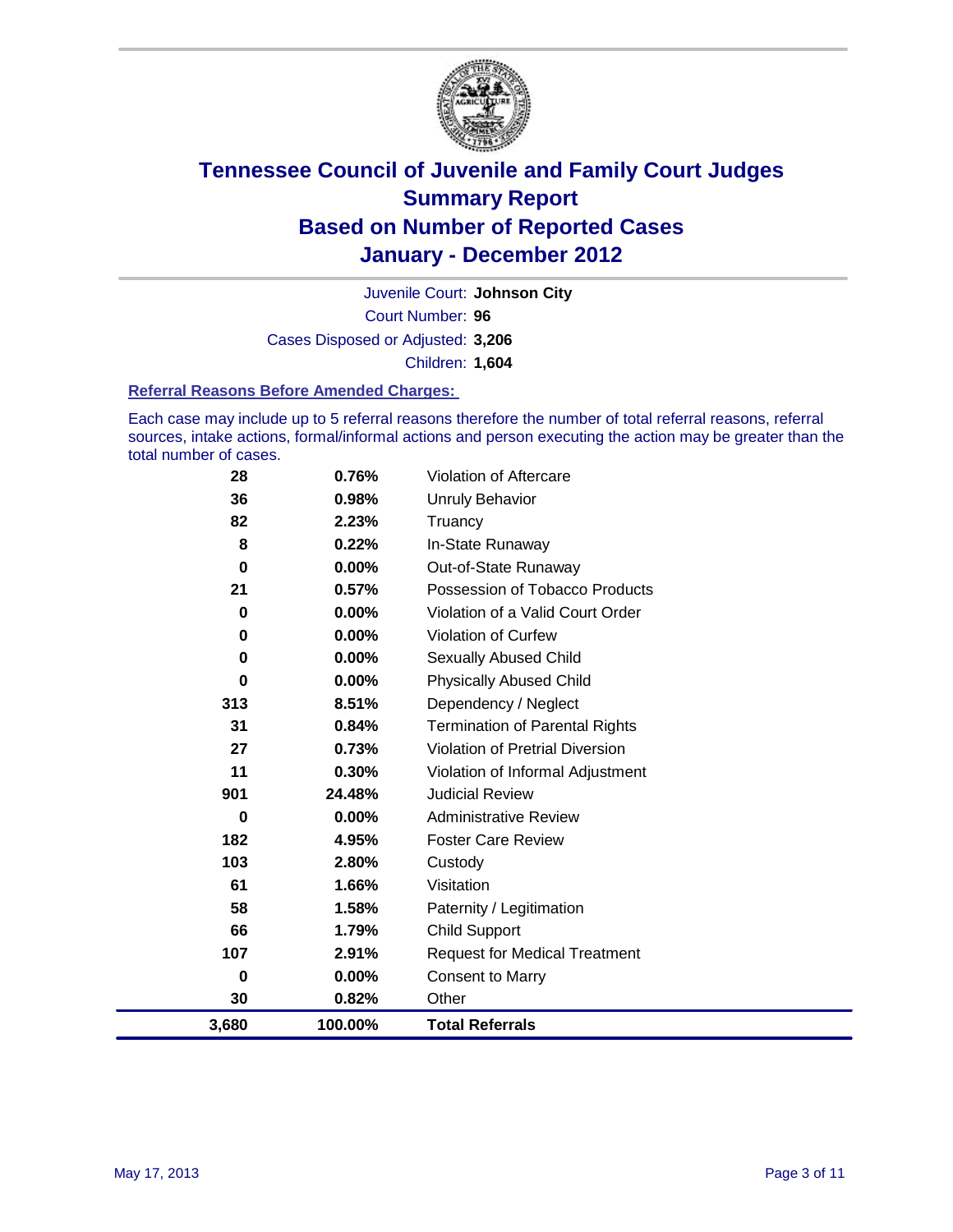# Tennessee Council of Juvenile and Family Court Judges
## Summary Report
## Based on Number of Reported Cases
## January - December 2012

Juvenile Court: **Johnson City**

Court Number: **96**

Cases Disposed or Adjusted: **3,206**

Children: **1,604**

### Referral Reasons Before Amended Charges:

Each case may include up to 5 referral reasons therefore the number of total referral reasons, referral sources, intake actions, formal/informal actions and person executing the action may be greater than the total number of cases.

| Count | Percent | Referral Reason |
|---|---|---|
| 28 | 0.76% | Violation of Aftercare |
| 36 | 0.98% | Unruly Behavior |
| 82 | 2.23% | Truancy |
| 8 | 0.22% | In-State Runaway |
| 0 | 0.00% | Out-of-State Runaway |
| 21 | 0.57% | Possession of Tobacco Products |
| 0 | 0.00% | Violation of a Valid Court Order |
| 0 | 0.00% | Violation of Curfew |
| 0 | 0.00% | Sexually Abused Child |
| 0 | 0.00% | Physically Abused Child |
| 313 | 8.51% | Dependency / Neglect |
| 31 | 0.84% | Termination of Parental Rights |
| 27 | 0.73% | Violation of Pretrial Diversion |
| 11 | 0.30% | Violation of Informal Adjustment |
| 901 | 24.48% | Judicial Review |
| 0 | 0.00% | Administrative Review |
| 182 | 4.95% | Foster Care Review |
| 103 | 2.80% | Custody |
| 61 | 1.66% | Visitation |
| 58 | 1.58% | Paternity / Legitimation |
| 66 | 1.79% | Child Support |
| 107 | 2.91% | Request for Medical Treatment |
| 0 | 0.00% | Consent to Marry |
| 30 | 0.82% | Other |
| **3,680** | **100.00%** | **Total Referrals** |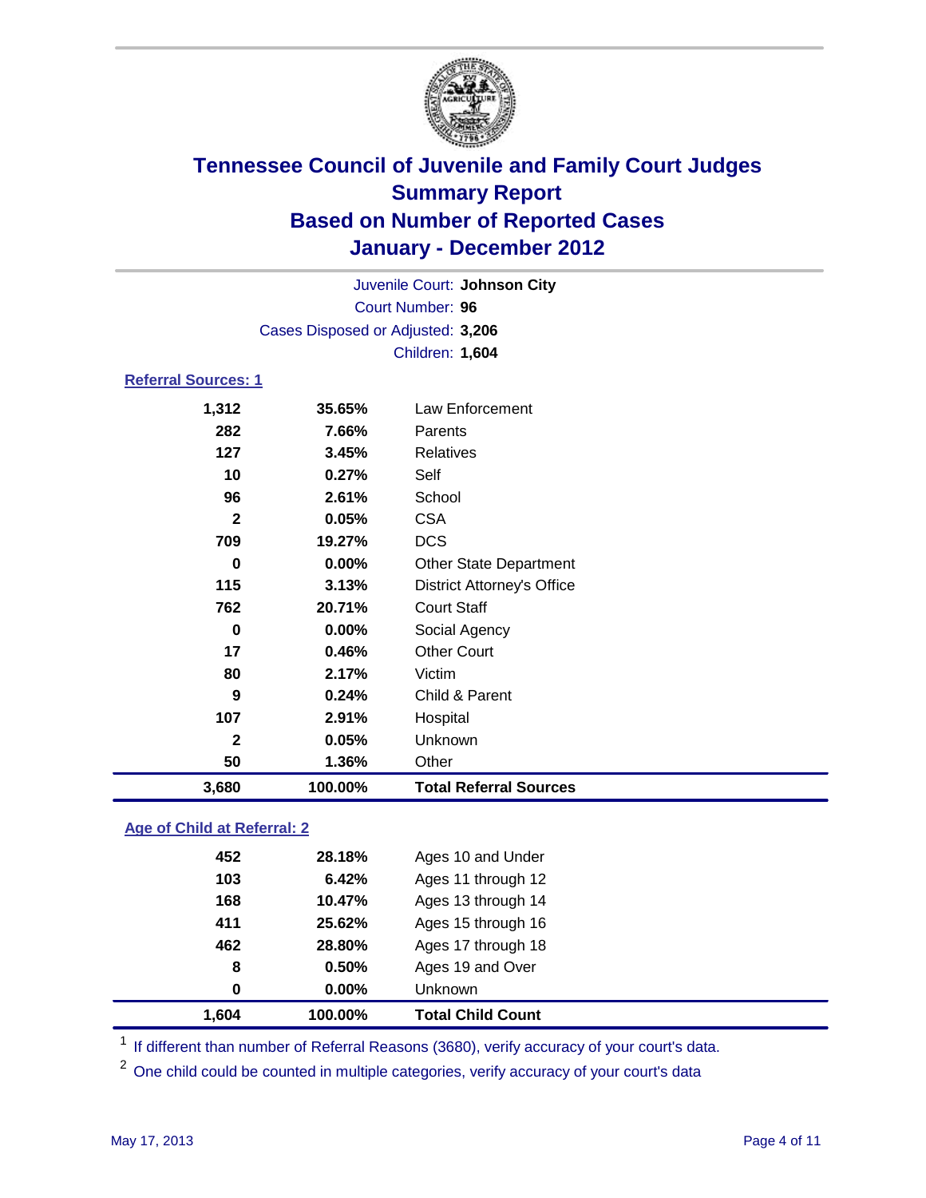# Tennessee Council of Juvenile and Family Court Judges
## Summary Report
## Based on Number of Reported Cases
## January - December 2012

Juvenile Court: **Johnson City**
Court Number: **96**
Cases Disposed or Adjusted: **3,206**
Children: **1,604**

### Referral Sources: 1

| | | |
|---|---|---|
| 1,312 | 35.65% | Law Enforcement |
| 282 | 7.66% | Parents |
| 127 | 3.45% | Relatives |
| 10 | 0.27% | Self |
| 96 | 2.61% | School |
| 2 | 0.05% | CSA |
| 709 | 19.27% | DCS |
| 0 | 0.00% | Other State Department |
| 115 | 3.13% | District Attorney's Office |
| 762 | 20.71% | Court Staff |
| 0 | 0.00% | Social Agency |
| 17 | 0.46% | Other Court |
| 80 | 2.17% | Victim |
| 9 | 0.24% | Child & Parent |
| 107 | 2.91% | Hospital |
| 2 | 0.05% | Unknown |
| 50 | 1.36% | Other |
| **3,680** | **100.00%** | **Total Referral Sources** |

### Age of Child at Referral: 2

| | | |
|---|---|---|
| 452 | 28.18% | Ages 10 and Under |
| 103 | 6.42% | Ages 11 through 12 |
| 168 | 10.47% | Ages 13 through 14 |
| 411 | 25.62% | Ages 15 through 16 |
| 462 | 28.80% | Ages 17 through 18 |
| 8 | 0.50% | Ages 19 and Over |
| 0 | 0.00% | Unknown |
| **1,604** | **100.00%** | **Total Child Count** |

[1] If different than number of Referral Reasons (3680), verify accuracy of your court's data.

[2] One child could be counted in multiple categories, verify accuracy of your court's data

May 17, 2013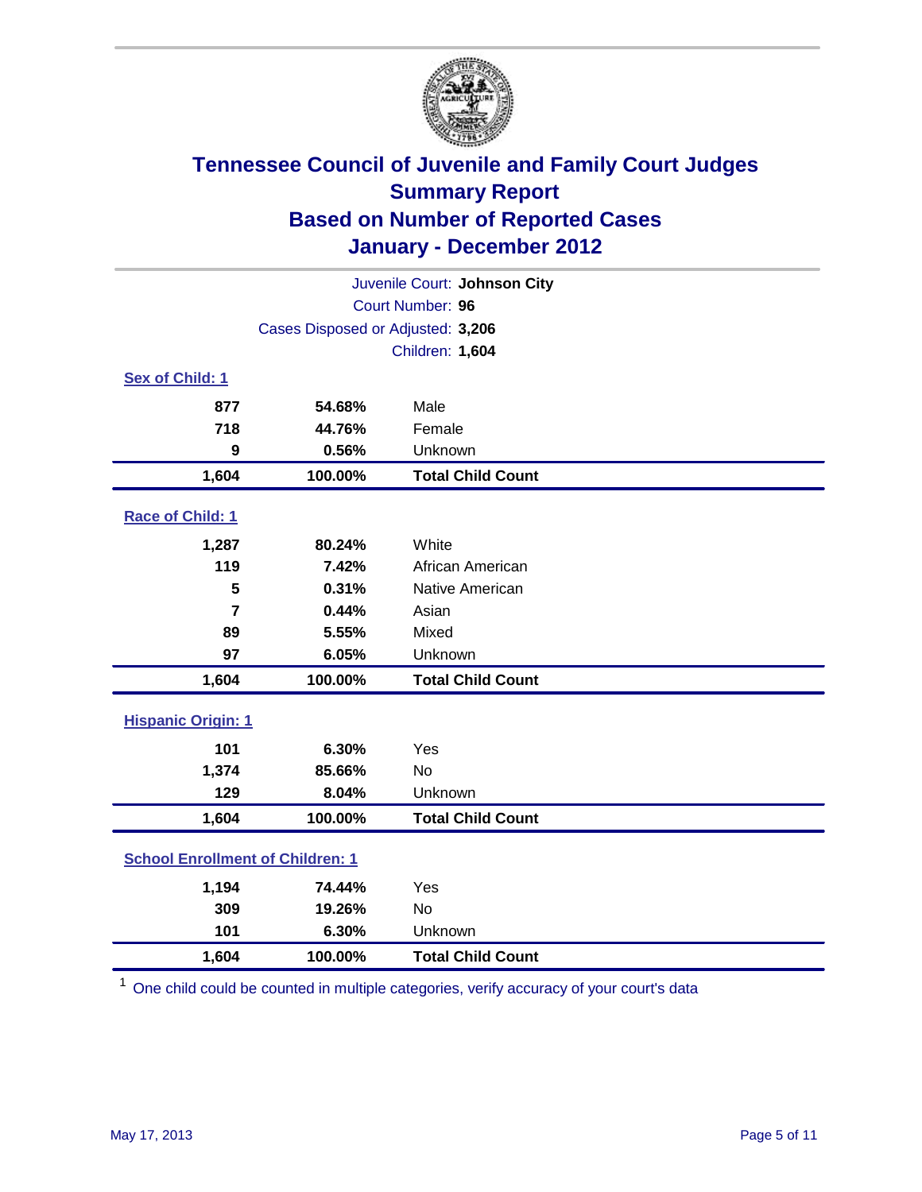# Tennessee Council of Juvenile and Family Court Judges
## Summary Report
## Based on Number of Reported Cases
## January - December 2012

Juvenile Court: **Johnson City**
Court Number: **96**
Cases Disposed or Adjusted: **3,206**
Children: **1,604**

### Sex of Child: 1

| | | |
|---|---|---|
| **877** | **54.68%** | Male |
| **718** | **44.76%** | Female |
| **9** | **0.56%** | Unknown |
| **1,604** | **100.00%** | **Total Child Count** |

### Race of Child: 1

| | | |
|---|---|---|
| **1,287** | **80.24%** | White |
| **119** | **7.42%** | African American |
| **5** | **0.31%** | Native American |
| **7** | **0.44%** | Asian |
| **89** | **5.55%** | Mixed |
| **97** | **6.05%** | Unknown |
| **1,604** | **100.00%** | **Total Child Count** |

### Hispanic Origin: 1

| | | |
|---|---|---|
| **101** | **6.30%** | Yes |
| **1,374** | **85.66%** | No |
| **129** | **8.04%** | Unknown |
| **1,604** | **100.00%** | **Total Child Count** |

### School Enrollment of Children: 1

| | | |
|---|---|---|
| **1,194** | **74.44%** | Yes |
| **309** | **19.26%** | No |
| **101** | **6.30%** | Unknown |
| **1,604** | **100.00%** | **Total Child Count** |

[1] One child could be counted in multiple categories, verify accuracy of your court's data

May 17, 2013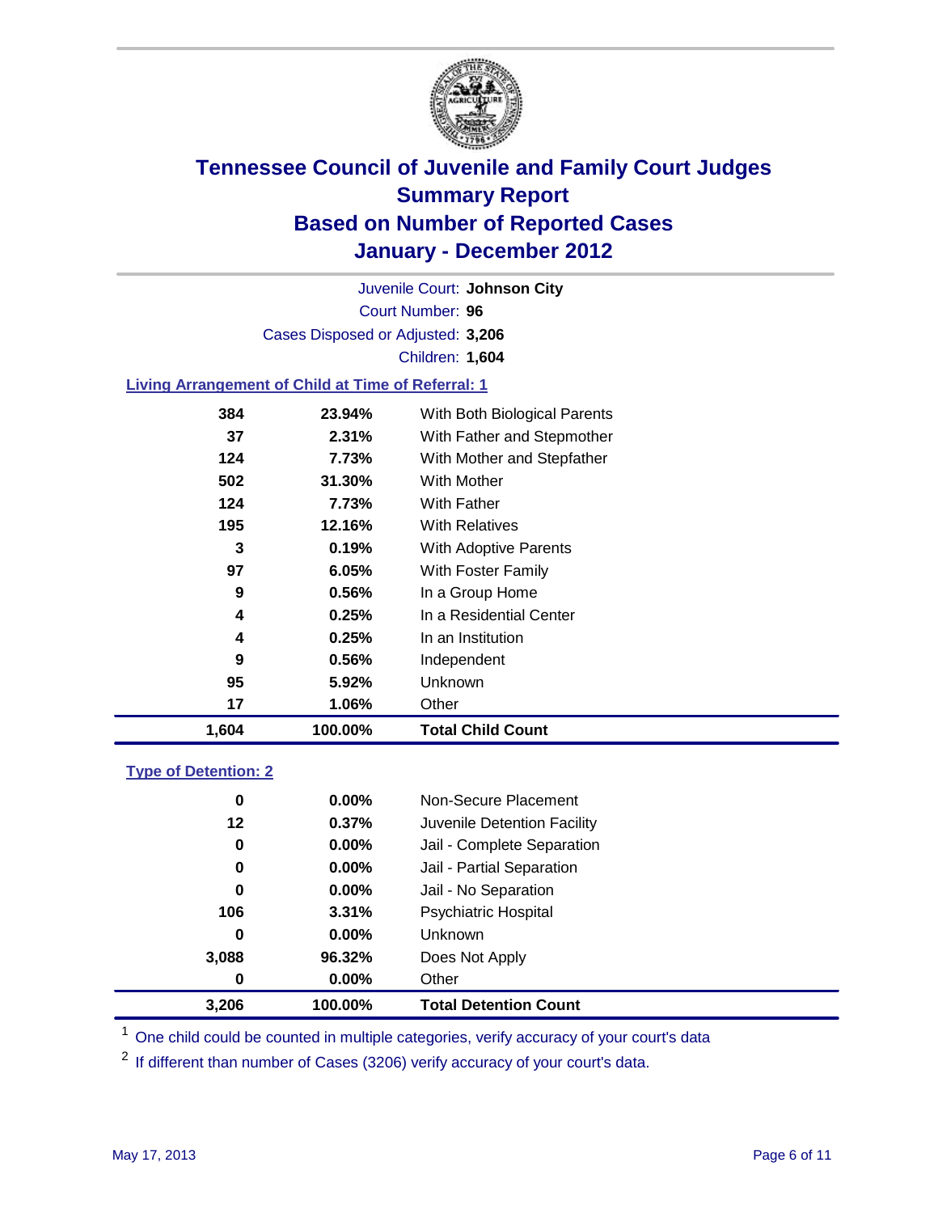# Tennessee Council of Juvenile and Family Court Judges
## Summary Report
## Based on Number of Reported Cases
## January - December 2012

Juvenile Court: **Johnson City**
Court Number: **96**
Cases Disposed or Adjusted: **3,206**
Children: **1,604**

### Living Arrangement of Child at Time of Referral: 1

| Count | Percent | Category |
|---|---|---|
| 384 | 23.94% | With Both Biological Parents |
| 37 | 2.31% | With Father and Stepmother |
| 124 | 7.73% | With Mother and Stepfather |
| 502 | 31.30% | With Mother |
| 124 | 7.73% | With Father |
| 195 | 12.16% | With Relatives |
| 3 | 0.19% | With Adoptive Parents |
| 97 | 6.05% | With Foster Family |
| 9 | 0.56% | In a Group Home |
| 4 | 0.25% | In a Residential Center |
| 4 | 0.25% | In an Institution |
| 9 | 0.56% | Independent |
| 95 | 5.92% | Unknown |
| 17 | 1.06% | Other |
| **1,604** | **100.00%** | **Total Child Count** |

### Type of Detention: 2

| Count | Percent | Category |
|---|---|---|
| 0 | 0.00% | Non-Secure Placement |
| 12 | 0.37% | Juvenile Detention Facility |
| 0 | 0.00% | Jail - Complete Separation |
| 0 | 0.00% | Jail - Partial Separation |
| 0 | 0.00% | Jail - No Separation |
| 106 | 3.31% | Psychiatric Hospital |
| 0 | 0.00% | Unknown |
| 3,088 | 96.32% | Does Not Apply |
| 0 | 0.00% | Other |
| **3,206** | **100.00%** | **Total Detention Count** |

[1] One child could be counted in multiple categories, verify accuracy of your court's data

[2] If different than number of Cases (3206) verify accuracy of your court's data.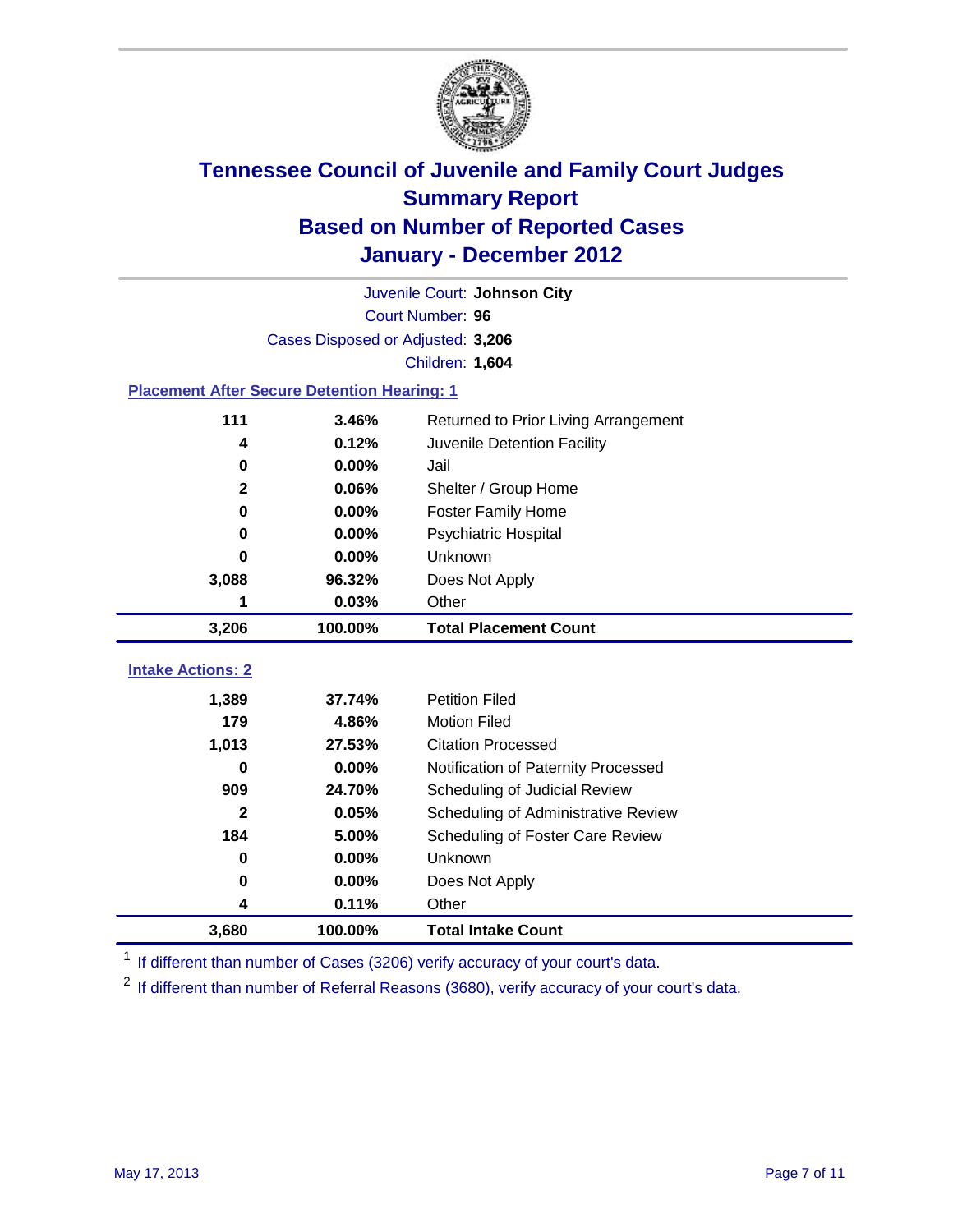# Tennessee Council of Juvenile and Family Court Judges
## Summary Report
## Based on Number of Reported Cases
## January - December 2012

Juvenile Court: **Johnson City**

Court Number: **96**

Cases Disposed or Adjusted: **3,206**

Children: **1,604**

### Placement After Secure Detention Hearing: 1

| | | |
|---|---|---|
| 111 | 3.46% | Returned to Prior Living Arrangement |
| 4 | 0.12% | Juvenile Detention Facility |
| 0 | 0.00% | Jail |
| 2 | 0.06% | Shelter / Group Home |
| 0 | 0.00% | Foster Family Home |
| 0 | 0.00% | Psychiatric Hospital |
| 0 | 0.00% | Unknown |
| 3,088 | 96.32% | Does Not Apply |
| 1 | 0.03% | Other |
| **3,206** | **100.00%** | **Total Placement Count** |

### Intake Actions: 2

| | | |
|---|---|---|
| 1,389 | 37.74% | Petition Filed |
| 179 | 4.86% | Motion Filed |
| 1,013 | 27.53% | Citation Processed |
| 0 | 0.00% | Notification of Paternity Processed |
| 909 | 24.70% | Scheduling of Judicial Review |
| 2 | 0.05% | Scheduling of Administrative Review |
| 184 | 5.00% | Scheduling of Foster Care Review |
| 0 | 0.00% | Unknown |
| 0 | 0.00% | Does Not Apply |
| 4 | 0.11% | Other |
| **3,680** | **100.00%** | **Total Intake Count** |

[1] If different than number of Cases (3206) verify accuracy of your court's data.

[2] If different than number of Referral Reasons (3680), verify accuracy of your court's data.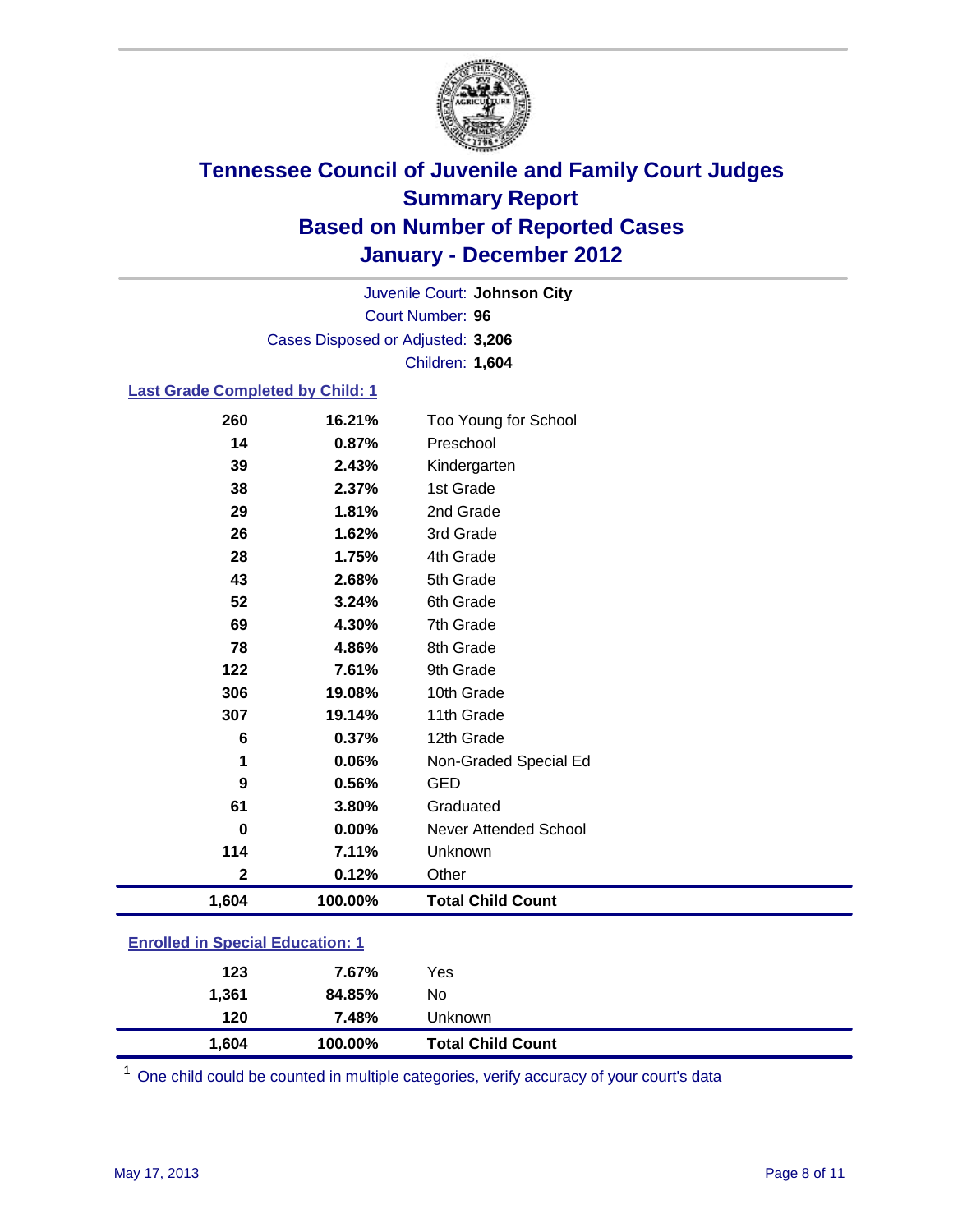# Tennessee Council of Juvenile and Family Court Judges
## Summary Report
## Based on Number of Reported Cases
## January - December 2012

Juvenile Court: **Johnson City**
Court Number: **96**
Cases Disposed or Adjusted: **3,206**
Children: **1,604**

### Last Grade Completed by Child: 1

| | | |
|---|---|---|
| 260 | 16.21% | Too Young for School |
| 14 | 0.87% | Preschool |
| 39 | 2.43% | Kindergarten |
| 38 | 2.37% | 1st Grade |
| 29 | 1.81% | 2nd Grade |
| 26 | 1.62% | 3rd Grade |
| 28 | 1.75% | 4th Grade |
| 43 | 2.68% | 5th Grade |
| 52 | 3.24% | 6th Grade |
| 69 | 4.30% | 7th Grade |
| 78 | 4.86% | 8th Grade |
| 122 | 7.61% | 9th Grade |
| 306 | 19.08% | 10th Grade |
| 307 | 19.14% | 11th Grade |
| 6 | 0.37% | 12th Grade |
| 1 | 0.06% | Non-Graded Special Ed |
| 9 | 0.56% | GED |
| 61 | 3.80% | Graduated |
| 0 | 0.00% | Never Attended School |
| 114 | 7.11% | Unknown |
| 2 | 0.12% | Other |
| **1,604** | **100.00%** | **Total Child Count** |

### Enrolled in Special Education: 1

| | | |
|---|---|---|
| 123 | 7.67% | Yes |
| 1,361 | 84.85% | No |
| 120 | 7.48% | Unknown |
| **1,604** | **100.00%** | **Total Child Count** |

[1] One child could be counted in multiple categories, verify accuracy of your court's data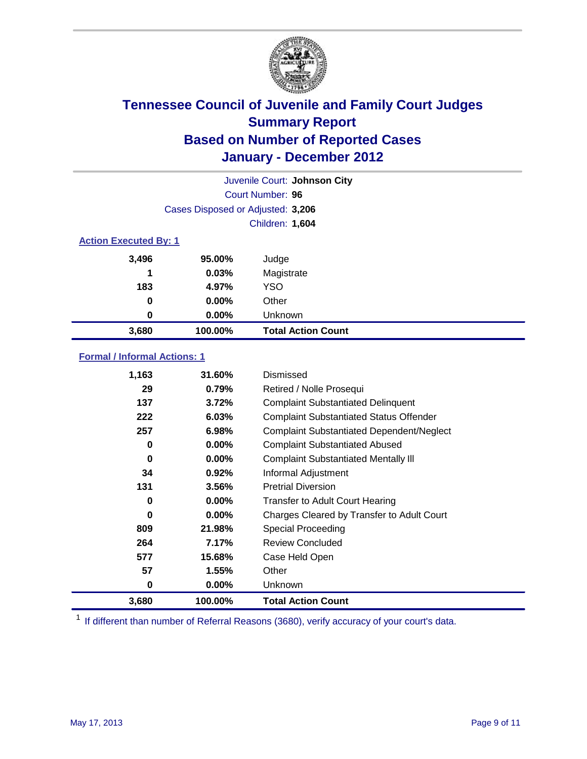# Tennessee Council of Juvenile and Family Court Judges
## Summary Report
## Based on Number of Reported Cases
## January - December 2012

Juvenile Court: **Johnson City**

Court Number: **96**

Cases Disposed or Adjusted: **3,206**

Children: **1,604**

### Action Executed By: 1

| Count | Percent | Action |
|---|---|---|
| 3,496 | 95.00% | Judge |
| 1 | 0.03% | Magistrate |
| 183 | 4.97% | YSO |
| 0 | 0.00% | Other |
| 0 | 0.00% | Unknown |
| **3,680** | **100.00%** | **Total Action Count** |

### Formal / Informal Actions: 1

| Count | Percent | Action |
|---|---|---|
| 1,163 | 31.60% | Dismissed |
| 29 | 0.79% | Retired / Nolle Prosequi |
| 137 | 3.72% | Complaint Substantiated Delinquent |
| 222 | 6.03% | Complaint Substantiated Status Offender |
| 257 | 6.98% | Complaint Substantiated Dependent/Neglect |
| 0 | 0.00% | Complaint Substantiated Abused |
| 0 | 0.00% | Complaint Substantiated Mentally Ill |
| 34 | 0.92% | Informal Adjustment |
| 131 | 3.56% | Pretrial Diversion |
| 0 | 0.00% | Transfer to Adult Court Hearing |
| 0 | 0.00% | Charges Cleared by Transfer to Adult Court |
| 809 | 21.98% | Special Proceeding |
| 264 | 7.17% | Review Concluded |
| 577 | 15.68% | Case Held Open |
| 57 | 1.55% | Other |
| 0 | 0.00% | Unknown |
| **3,680** | **100.00%** | **Total Action Count** |

[1] If different than number of Referral Reasons (3680), verify accuracy of your court's data.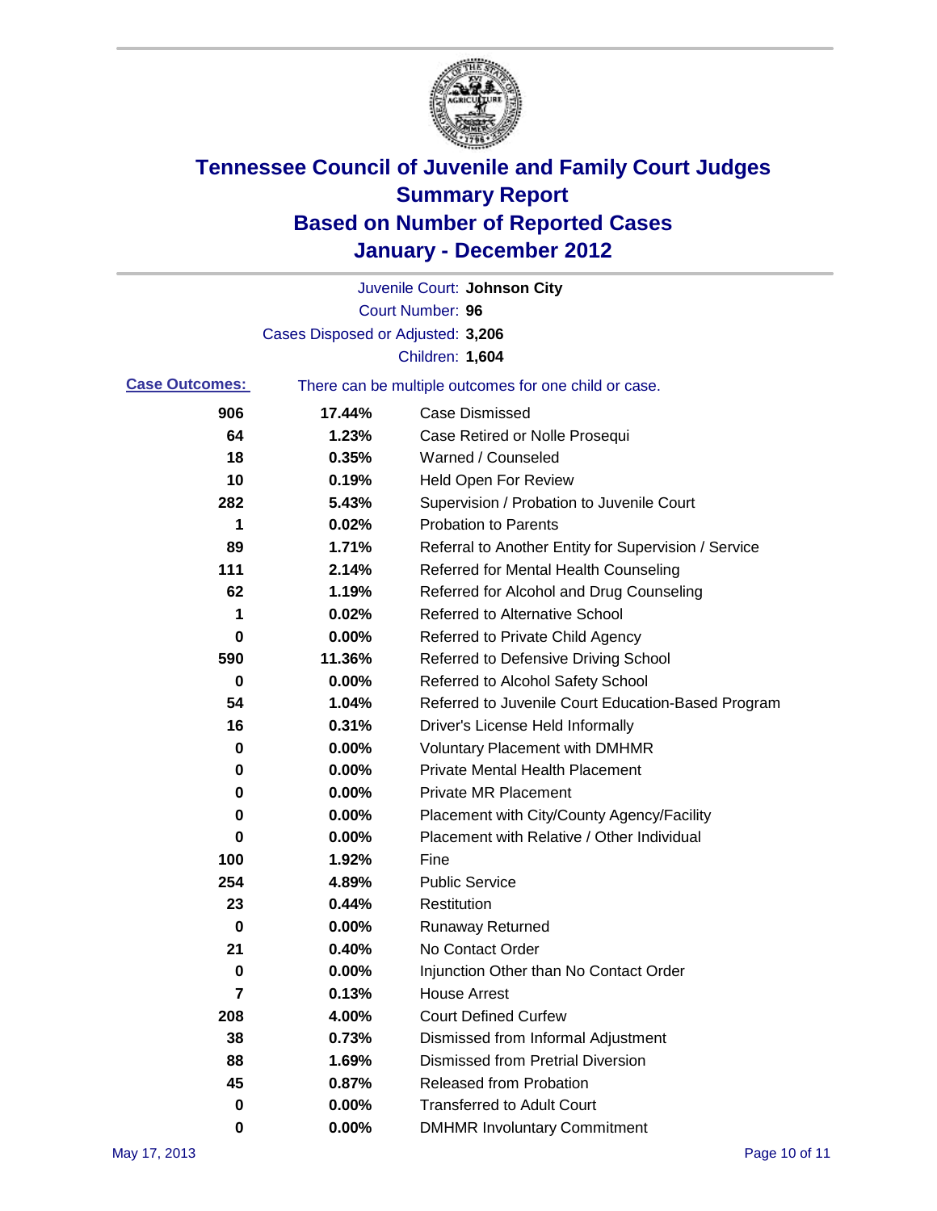# Tennessee Council of Juvenile and Family Court Judges
## Summary Report
## Based on Number of Reported Cases
## January - December 2012

Juvenile Court: **Johnson City**

Court Number: **96**

Cases Disposed or Adjusted: **3,206**

Children: **1,604**

**Case Outcomes:** There can be multiple outcomes for one child or case.

| Count | Percent | Outcome |
|---|---|---|
| 906 | 17.44% | Case Dismissed |
| 64 | 1.23% | Case Retired or Nolle Prosequi |
| 18 | 0.35% | Warned / Counseled |
| 10 | 0.19% | Held Open For Review |
| 282 | 5.43% | Supervision / Probation to Juvenile Court |
| 1 | 0.02% | Probation to Parents |
| 89 | 1.71% | Referral to Another Entity for Supervision / Service |
| 111 | 2.14% | Referred for Mental Health Counseling |
| 62 | 1.19% | Referred for Alcohol and Drug Counseling |
| 1 | 0.02% | Referred to Alternative School |
| 0 | 0.00% | Referred to Private Child Agency |
| 590 | 11.36% | Referred to Defensive Driving School |
| 0 | 0.00% | Referred to Alcohol Safety School |
| 54 | 1.04% | Referred to Juvenile Court Education-Based Program |
| 16 | 0.31% | Driver's License Held Informally |
| 0 | 0.00% | Voluntary Placement with DMHMR |
| 0 | 0.00% | Private Mental Health Placement |
| 0 | 0.00% | Private MR Placement |
| 0 | 0.00% | Placement with City/County Agency/Facility |
| 0 | 0.00% | Placement with Relative / Other Individual |
| 100 | 1.92% | Fine |
| 254 | 4.89% | Public Service |
| 23 | 0.44% | Restitution |
| 0 | 0.00% | Runaway Returned |
| 21 | 0.40% | No Contact Order |
| 0 | 0.00% | Injunction Other than No Contact Order |
| 7 | 0.13% | House Arrest |
| 208 | 4.00% | Court Defined Curfew |
| 38 | 0.73% | Dismissed from Informal Adjustment |
| 88 | 1.69% | Dismissed from Pretrial Diversion |
| 45 | 0.87% | Released from Probation |
| 0 | 0.00% | Transferred to Adult Court |
| 0 | 0.00% | DMHMR Involuntary Commitment |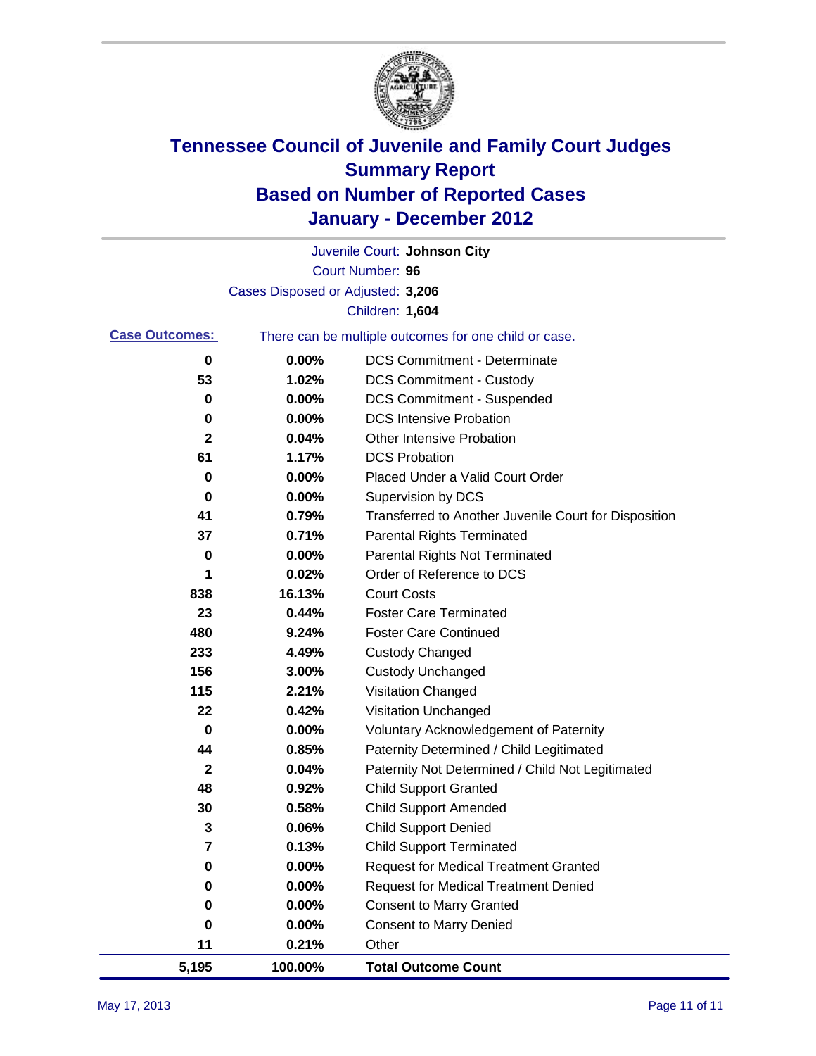# Tennessee Council of Juvenile and Family Court Judges
## Summary Report
## Based on Number of Reported Cases
## January - December 2012

Juvenile Court: **Johnson City**
Court Number: **96**
Cases Disposed or Adjusted: **3,206**
Children: **1,604**

**Case Outcomes:** There can be multiple outcomes for one child or case.

| | | |
|---|---|---|
| 0 | 0.00% | DCS Commitment - Determinate |
| 53 | 1.02% | DCS Commitment - Custody |
| 0 | 0.00% | DCS Commitment - Suspended |
| 0 | 0.00% | DCS Intensive Probation |
| 2 | 0.04% | Other Intensive Probation |
| 61 | 1.17% | DCS Probation |
| 0 | 0.00% | Placed Under a Valid Court Order |
| 0 | 0.00% | Supervision by DCS |
| 41 | 0.79% | Transferred to Another Juvenile Court for Disposition |
| 37 | 0.71% | Parental Rights Terminated |
| 0 | 0.00% | Parental Rights Not Terminated |
| 1 | 0.02% | Order of Reference to DCS |
| 838 | 16.13% | Court Costs |
| 23 | 0.44% | Foster Care Terminated |
| 480 | 9.24% | Foster Care Continued |
| 233 | 4.49% | Custody Changed |
| 156 | 3.00% | Custody Unchanged |
| 115 | 2.21% | Visitation Changed |
| 22 | 0.42% | Visitation Unchanged |
| 0 | 0.00% | Voluntary Acknowledgement of Paternity |
| 44 | 0.85% | Paternity Determined / Child Legitimated |
| 2 | 0.04% | Paternity Not Determined / Child Not Legitimated |
| 48 | 0.92% | Child Support Granted |
| 30 | 0.58% | Child Support Amended |
| 3 | 0.06% | Child Support Denied |
| 7 | 0.13% | Child Support Terminated |
| 0 | 0.00% | Request for Medical Treatment Granted |
| 0 | 0.00% | Request for Medical Treatment Denied |
| 0 | 0.00% | Consent to Marry Granted |
| 0 | 0.00% | Consent to Marry Denied |
| 11 | 0.21% | Other |
| **5,195** | **100.00%** | **Total Outcome Count** |

May 17, 2013